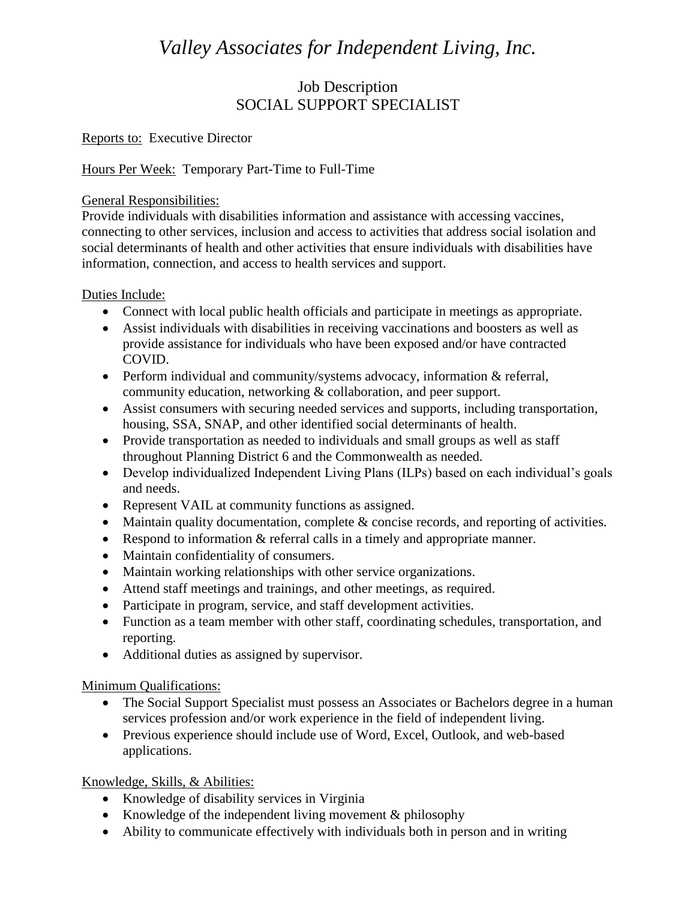# *Valley Associates for Independent Living, Inc.*

## Job Description
## SOCIAL SUPPORT SPECIALIST

Reports to: Executive Director

Hours Per Week: Temporary Part-Time to Full-Time

General Responsibilities:
Provide individuals with disabilities information and assistance with accessing vaccines, connecting to other services, inclusion and access to activities that address social isolation and social determinants of health and other activities that ensure individuals with disabilities have information, connection, and access to health services and support.

Duties Include:

- Connect with local public health officials and participate in meetings as appropriate.
- Assist individuals with disabilities in receiving vaccinations and boosters as well as provide assistance for individuals who have been exposed and/or have contracted COVID.
- Perform individual and community/systems advocacy, information & referral, community education, networking & collaboration, and peer support.
- Assist consumers with securing needed services and supports, including transportation, housing, SSA, SNAP, and other identified social determinants of health.
- Provide transportation as needed to individuals and small groups as well as staff throughout Planning District 6 and the Commonwealth as needed.
- Develop individualized Independent Living Plans (ILPs) based on each individual's goals and needs.
- Represent VAIL at community functions as assigned.
- Maintain quality documentation, complete & concise records, and reporting of activities.
- Respond to information & referral calls in a timely and appropriate manner.
- Maintain confidentiality of consumers.
- Maintain working relationships with other service organizations.
- Attend staff meetings and trainings, and other meetings, as required.
- Participate in program, service, and staff development activities.
- Function as a team member with other staff, coordinating schedules, transportation, and reporting.
- Additional duties as assigned by supervisor.

Minimum Qualifications:

- The Social Support Specialist must possess an Associates or Bachelors degree in a human services profession and/or work experience in the field of independent living.
- Previous experience should include use of Word, Excel, Outlook, and web-based applications.

Knowledge, Skills, & Abilities:

- Knowledge of disability services in Virginia
- Knowledge of the independent living movement & philosophy
- Ability to communicate effectively with individuals both in person and in writing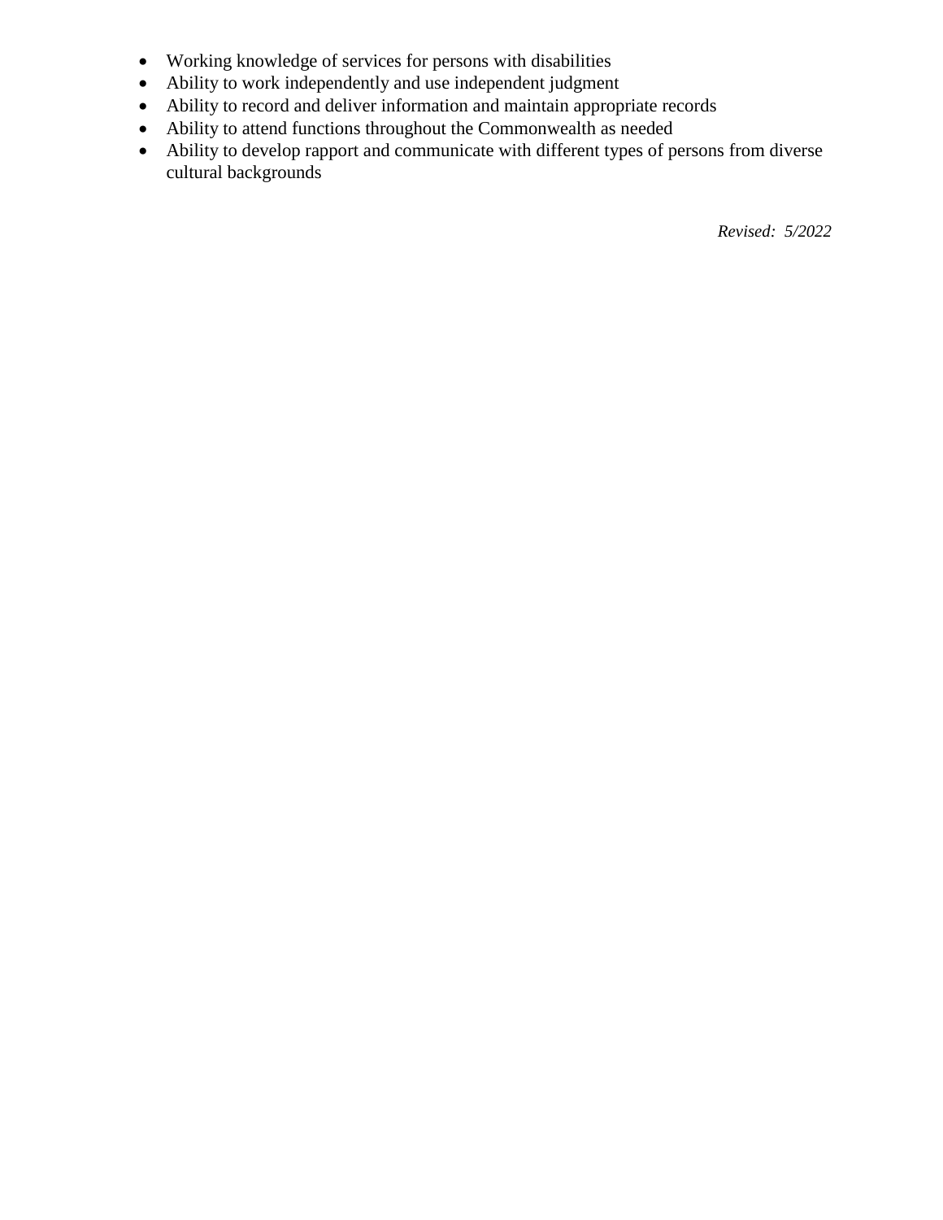- Working knowledge of services for persons with disabilities
- Ability to work independently and use independent judgment
- Ability to record and deliver information and maintain appropriate records
- Ability to attend functions throughout the Commonwealth as needed
- Ability to develop rapport and communicate with different types of persons from diverse cultural backgrounds

*Revised: 5/2022*